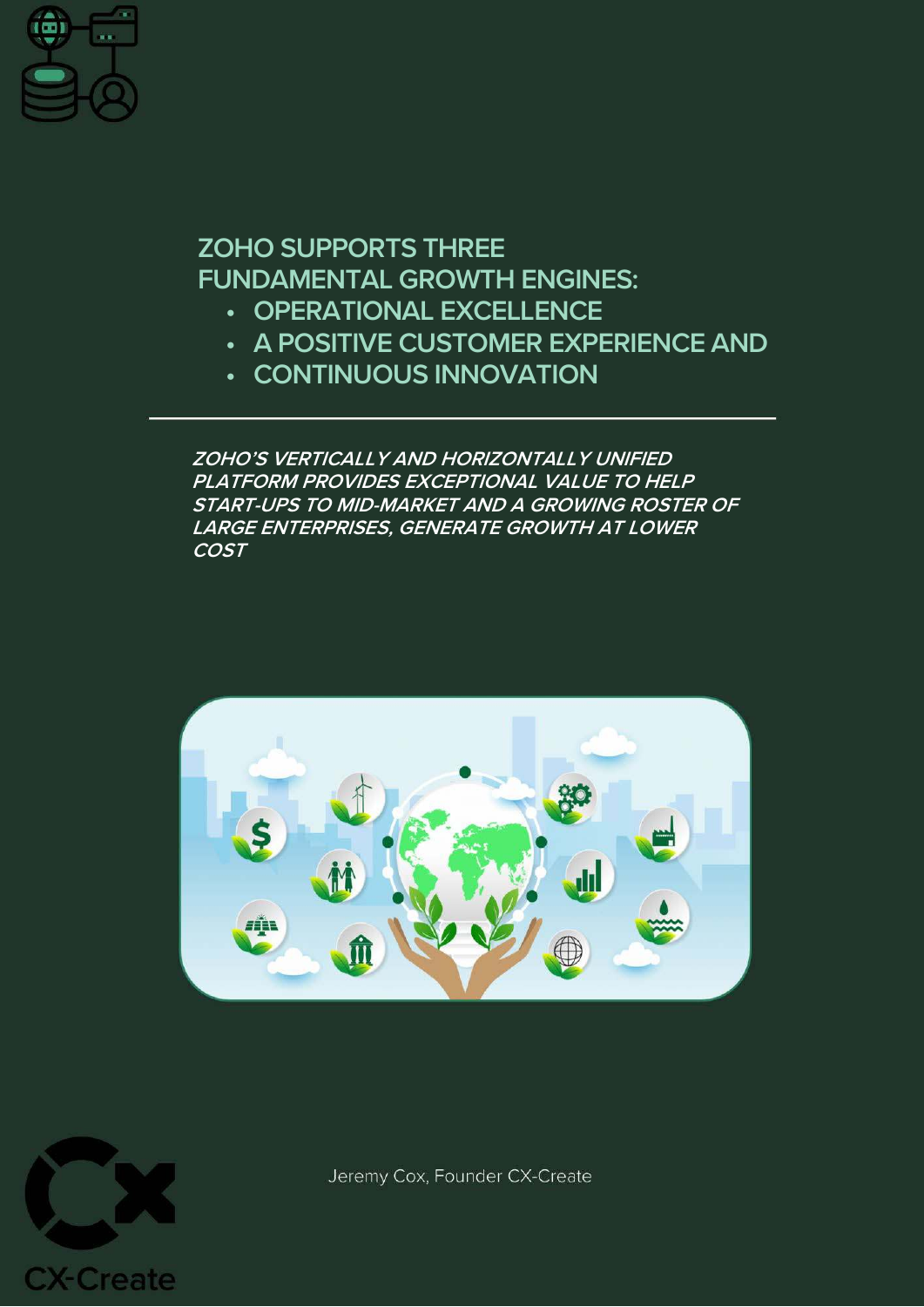# ZOHO SUPPORTS THREE FUNDAMENTAL GROWTH ENGINES:

- OPERATIONAL EXCELLENCE
- A POSITIVE CUSTOMER EXPERIENCE AND
- CONTINUOUS INNOVATION

---

***ZOHO'S VERTICALLY AND HORIZONTALLY UNIFIED PLATFORM PROVIDES EXCEPTIONAL VALUE TO HELP START-UPS TO MID-MARKET AND A GROWING ROSTER OF LARGE ENTERPRISES, GENERATE GROWTH AT LOWER COST***

Jeremy Cox, Founder CX-Create

CX-Create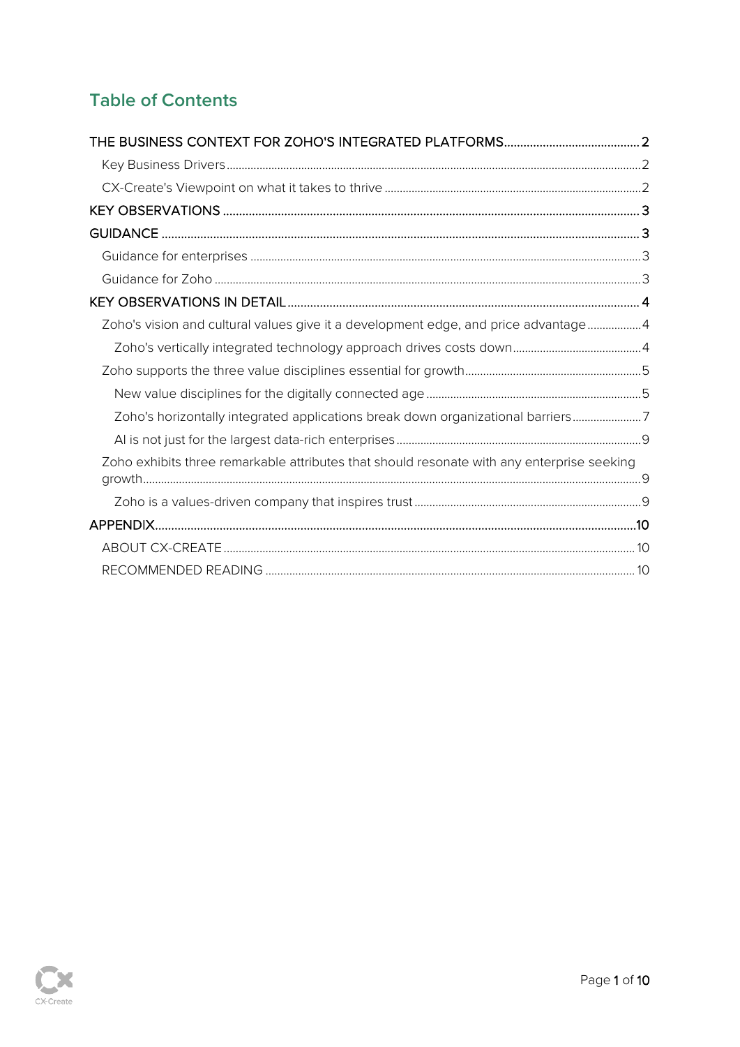## Table of Contents

- THE BUSINESS CONTEXT FOR ZOHO'S INTEGRATED PLATFORMS .......... 2
  - Key Business Drivers .......... 2
  - CX-Create's Viewpoint on what it takes to thrive .......... 2
- KEY OBSERVATIONS .......... 3
- GUIDANCE .......... 3
  - Guidance for enterprises .......... 3
  - Guidance for Zoho .......... 3
- KEY OBSERVATIONS IN DETAIL .......... 4
  - Zoho's vision and cultural values give it a development edge, and price advantage .......... 4
    - Zoho's vertically integrated technology approach drives costs down .......... 4
  - Zoho supports the three value disciplines essential for growth .......... 5
    - New value disciplines for the digitally connected age .......... 5
    - Zoho's horizontally integrated applications break down organizational barriers .......... 7
    - AI is not just for the largest data-rich enterprises .......... 9
  - Zoho exhibits three remarkable attributes that should resonate with any enterprise seeking growth .......... 9
    - Zoho is a values-driven company that inspires trust .......... 9
- APPENDIX .......... 10
  - ABOUT CX-CREATE .......... 10
  - RECOMMENDED READING .......... 10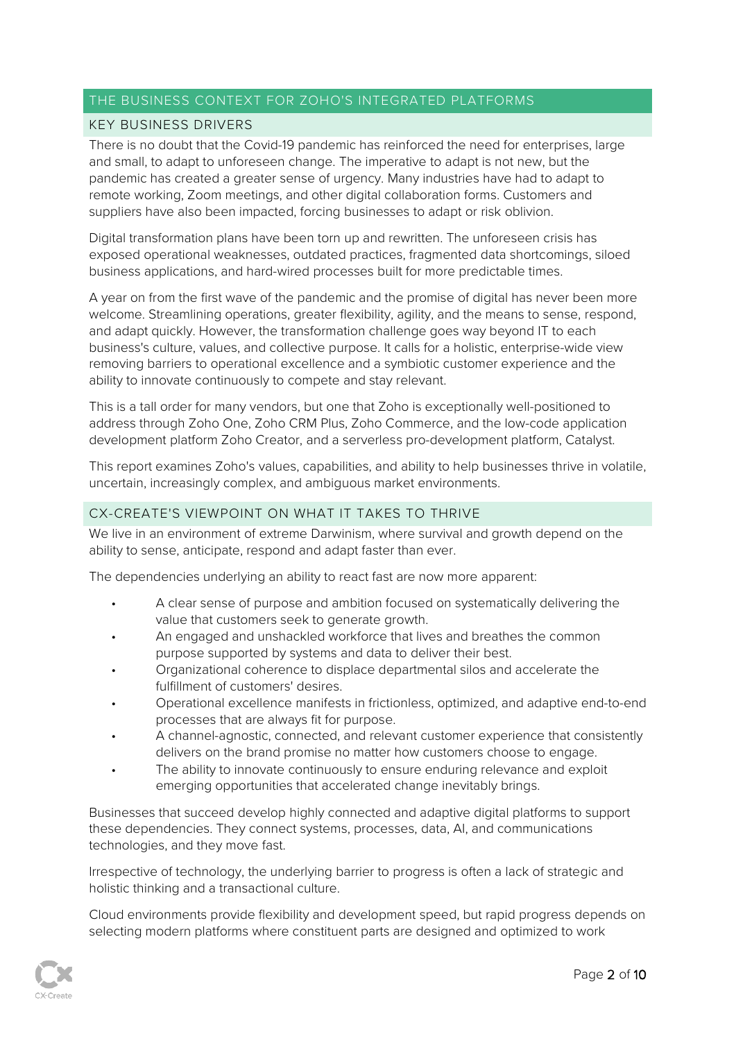## THE BUSINESS CONTEXT FOR ZOHO'S INTEGRATED PLATFORMS

### KEY BUSINESS DRIVERS

There is no doubt that the Covid-19 pandemic has reinforced the need for enterprises, large and small, to adapt to unforeseen change. The imperative to adapt is not new, but the pandemic has created a greater sense of urgency. Many industries have had to adapt to remote working, Zoom meetings, and other digital collaboration forms. Customers and suppliers have also been impacted, forcing businesses to adapt or risk oblivion.

Digital transformation plans have been torn up and rewritten. The unforeseen crisis has exposed operational weaknesses, outdated practices, fragmented data shortcomings, siloed business applications, and hard-wired processes built for more predictable times.

A year on from the first wave of the pandemic and the promise of digital has never been more welcome. Streamlining operations, greater flexibility, agility, and the means to sense, respond, and adapt quickly. However, the transformation challenge goes way beyond IT to each business's culture, values, and collective purpose. It calls for a holistic, enterprise-wide view removing barriers to operational excellence and a symbiotic customer experience and the ability to innovate continuously to compete and stay relevant.

This is a tall order for many vendors, but one that Zoho is exceptionally well-positioned to address through Zoho One, Zoho CRM Plus, Zoho Commerce, and the low-code application development platform Zoho Creator, and a serverless pro-development platform, Catalyst.

This report examines Zoho's values, capabilities, and ability to help businesses thrive in volatile, uncertain, increasingly complex, and ambiguous market environments.

### CX-CREATE'S VIEWPOINT ON WHAT IT TAKES TO THRIVE

We live in an environment of extreme Darwinism, where survival and growth depend on the ability to sense, anticipate, respond and adapt faster than ever.

The dependencies underlying an ability to react fast are now more apparent:

- A clear sense of purpose and ambition focused on systematically delivering the value that customers seek to generate growth.
- An engaged and unshackled workforce that lives and breathes the common purpose supported by systems and data to deliver their best.
- Organizational coherence to displace departmental silos and accelerate the fulfillment of customers' desires.
- Operational excellence manifests in frictionless, optimized, and adaptive end-to-end processes that are always fit for purpose.
- A channel-agnostic, connected, and relevant customer experience that consistently delivers on the brand promise no matter how customers choose to engage.
- The ability to innovate continuously to ensure enduring relevance and exploit emerging opportunities that accelerated change inevitably brings.

Businesses that succeed develop highly connected and adaptive digital platforms to support these dependencies. They connect systems, processes, data, AI, and communications technologies, and they move fast.

Irrespective of technology, the underlying barrier to progress is often a lack of strategic and holistic thinking and a transactional culture.

Cloud environments provide flexibility and development speed, but rapid progress depends on selecting modern platforms where constituent parts are designed and optimized to work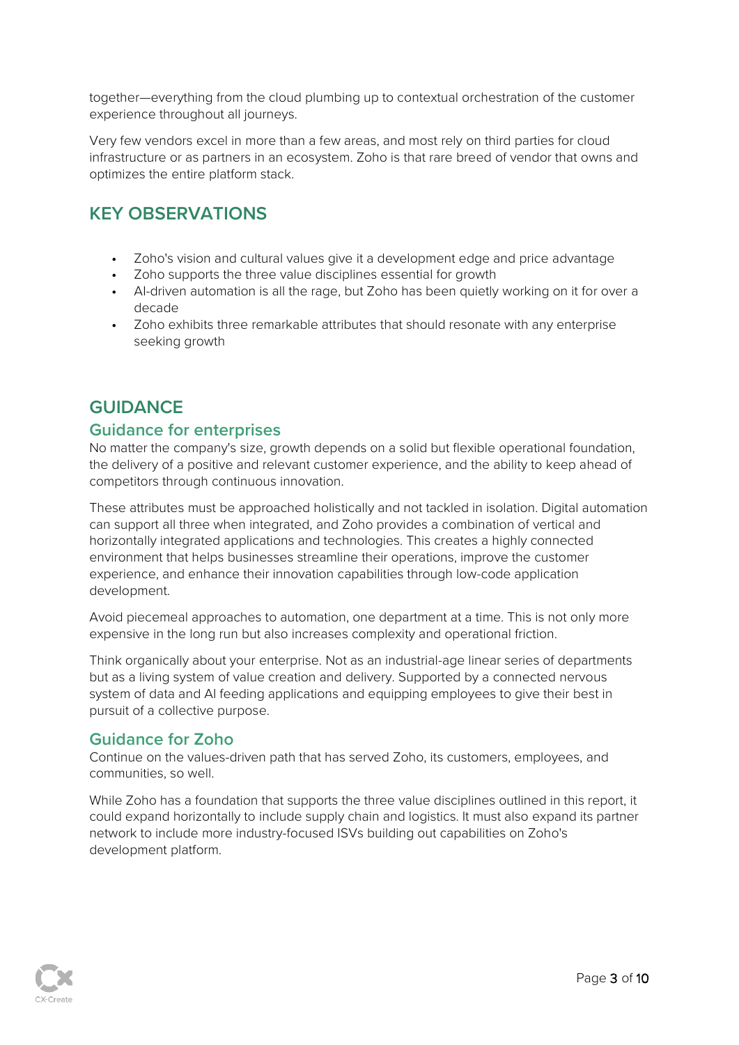together—everything from the cloud plumbing up to contextual orchestration of the customer experience throughout all journeys.

Very few vendors excel in more than a few areas, and most rely on third parties for cloud infrastructure or as partners in an ecosystem. Zoho is that rare breed of vendor that owns and optimizes the entire platform stack.

## KEY OBSERVATIONS

- Zoho's vision and cultural values give it a development edge and price advantage
- Zoho supports the three value disciplines essential for growth
- AI-driven automation is all the rage, but Zoho has been quietly working on it for over a decade
- Zoho exhibits three remarkable attributes that should resonate with any enterprise seeking growth

## GUIDANCE

### Guidance for enterprises

No matter the company's size, growth depends on a solid but flexible operational foundation, the delivery of a positive and relevant customer experience, and the ability to keep ahead of competitors through continuous innovation.

These attributes must be approached holistically and not tackled in isolation. Digital automation can support all three when integrated, and Zoho provides a combination of vertical and horizontally integrated applications and technologies. This creates a highly connected environment that helps businesses streamline their operations, improve the customer experience, and enhance their innovation capabilities through low-code application development.

Avoid piecemeal approaches to automation, one department at a time. This is not only more expensive in the long run but also increases complexity and operational friction.

Think organically about your enterprise. Not as an industrial-age linear series of departments but as a living system of value creation and delivery. Supported by a connected nervous system of data and AI feeding applications and equipping employees to give their best in pursuit of a collective purpose.

### Guidance for Zoho

Continue on the values-driven path that has served Zoho, its customers, employees, and communities, so well.

While Zoho has a foundation that supports the three value disciplines outlined in this report, it could expand horizontally to include supply chain and logistics. It must also expand its partner network to include more industry-focused ISVs building out capabilities on Zoho's development platform.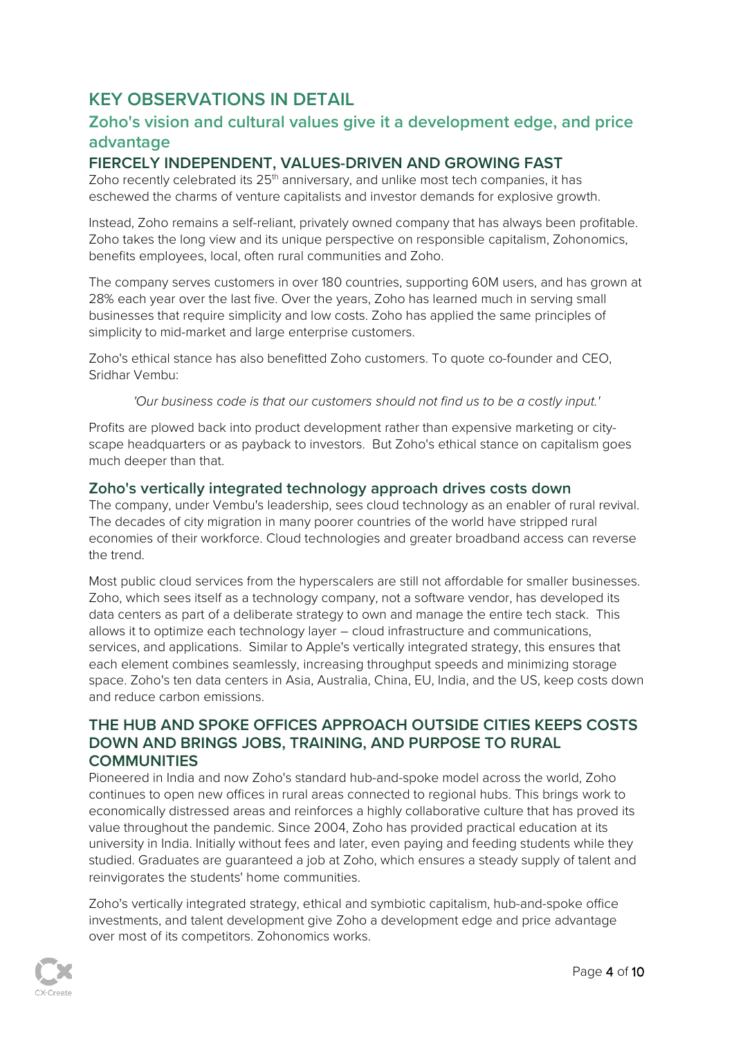# KEY OBSERVATIONS IN DETAIL

## Zoho's vision and cultural values give it a development edge, and price advantage

### FIERCELY INDEPENDENT, VALUES-DRIVEN AND GROWING FAST

Zoho recently celebrated its 25th anniversary, and unlike most tech companies, it has eschewed the charms of venture capitalists and investor demands for explosive growth.

Instead, Zoho remains a self-reliant, privately owned company that has always been profitable. Zoho takes the long view and its unique perspective on responsible capitalism, Zohonomics, benefits employees, local, often rural communities and Zoho.

The company serves customers in over 180 countries, supporting 60M users, and has grown at 28% each year over the last five. Over the years, Zoho has learned much in serving small businesses that require simplicity and low costs. Zoho has applied the same principles of simplicity to mid-market and large enterprise customers.

Zoho's ethical stance has also benefitted Zoho customers. To quote co-founder and CEO, Sridhar Vembu:

> *'Our business code is that our customers should not find us to be a costly input.'*

Profits are plowed back into product development rather than expensive marketing or city-scape headquarters or as payback to investors. But Zoho's ethical stance on capitalism goes much deeper than that.

### Zoho's vertically integrated technology approach drives costs down

The company, under Vembu's leadership, sees cloud technology as an enabler of rural revival. The decades of city migration in many poorer countries of the world have stripped rural economies of their workforce. Cloud technologies and greater broadband access can reverse the trend.

Most public cloud services from the hyperscalers are still not affordable for smaller businesses. Zoho, which sees itself as a technology company, not a software vendor, has developed its data centers as part of a deliberate strategy to own and manage the entire tech stack. This allows it to optimize each technology layer – cloud infrastructure and communications, services, and applications. Similar to Apple's vertically integrated strategy, this ensures that each element combines seamlessly, increasing throughput speeds and minimizing storage space. Zoho's ten data centers in Asia, Australia, China, EU, India, and the US, keep costs down and reduce carbon emissions.

### THE HUB AND SPOKE OFFICES APPROACH OUTSIDE CITIES KEEPS COSTS DOWN AND BRINGS JOBS, TRAINING, AND PURPOSE TO RURAL COMMUNITIES

Pioneered in India and now Zoho's standard hub-and-spoke model across the world, Zoho continues to open new offices in rural areas connected to regional hubs. This brings work to economically distressed areas and reinforces a highly collaborative culture that has proved its value throughout the pandemic. Since 2004, Zoho has provided practical education at its university in India. Initially without fees and later, even paying and feeding students while they studied. Graduates are guaranteed a job at Zoho, which ensures a steady supply of talent and reinvigorates the students' home communities.

Zoho's vertically integrated strategy, ethical and symbiotic capitalism, hub-and-spoke office investments, and talent development give Zoho a development edge and price advantage over most of its competitors. Zohonomics works.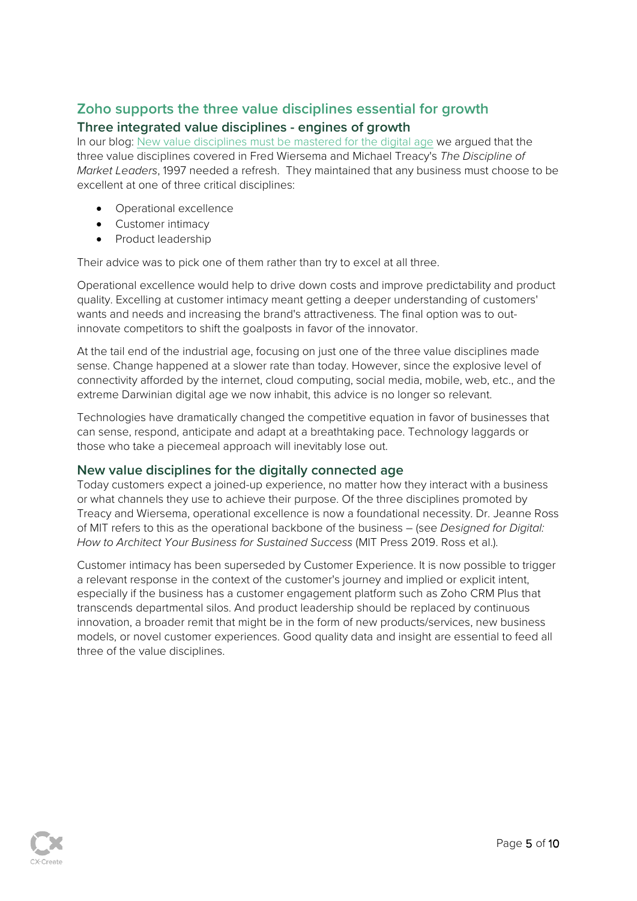## Zoho supports the three value disciplines essential for growth

### Three integrated value disciplines - engines of growth

In our blog: New value disciplines must be mastered for the digital age we argued that the three value disciplines covered in Fred Wiersema and Michael Treacy's *The Discipline of Market Leaders*, 1997 needed a refresh. They maintained that any business must choose to be excellent at one of three critical disciplines:

- Operational excellence
- Customer intimacy
- Product leadership

Their advice was to pick one of them rather than try to excel at all three.

Operational excellence would help to drive down costs and improve predictability and product quality. Excelling at customer intimacy meant getting a deeper understanding of customers' wants and needs and increasing the brand's attractiveness. The final option was to out-innovate competitors to shift the goalposts in favor of the innovator.

At the tail end of the industrial age, focusing on just one of the three value disciplines made sense. Change happened at a slower rate than today. However, since the explosive level of connectivity afforded by the internet, cloud computing, social media, mobile, web, etc., and the extreme Darwinian digital age we now inhabit, this advice is no longer so relevant.

Technologies have dramatically changed the competitive equation in favor of businesses that can sense, respond, anticipate and adapt at a breathtaking pace. Technology laggards or those who take a piecemeal approach will inevitably lose out.

### New value disciplines for the digitally connected age

Today customers expect a joined-up experience, no matter how they interact with a business or what channels they use to achieve their purpose. Of the three disciplines promoted by Treacy and Wiersema, operational excellence is now a foundational necessity. Dr. Jeanne Ross of MIT refers to this as the operational backbone of the business – (see *Designed for Digital: How to Architect Your Business for Sustained Success* (MIT Press 2019. Ross et al.).

Customer intimacy has been superseded by Customer Experience. It is now possible to trigger a relevant response in the context of the customer's journey and implied or explicit intent, especially if the business has a customer engagement platform such as Zoho CRM Plus that transcends departmental silos. And product leadership should be replaced by continuous innovation, a broader remit that might be in the form of new products/services, new business models, or novel customer experiences. Good quality data and insight are essential to feed all three of the value disciplines.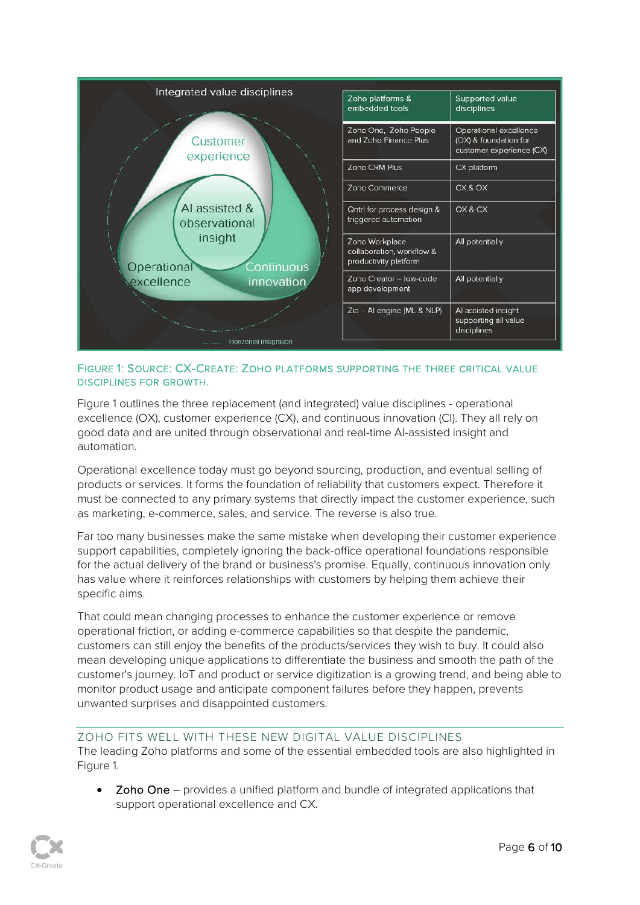Integrated value disciplines

Customer experience

AI assisted & observational insight

Operational excellence

Continuous innovation

Horizontal integration

| Zoho platforms & embedded tools | Supported value disciplines |
|---|---|
| Zoho One, Zoho People and Zoho Finance Plus | Operational excellence (OX) & foundation for customer experience (CX) |
| Zoho CRM Plus | CX platform |
| Zoho Commerce | CX & OX |
| Qntrl for process design & triggered automation | OX & CX |
| Zoho Workplace collaboration, workflow & productivity platform | All potentially |
| Zoho Creator – low-code app development | All potentially |
| Zia – AI engine (ML & NLP) | AI assisted insight supporting all value disciplines |

FIGURE 1: SOURCE: CX-CREATE: ZOHO PLATFORMS SUPPORTING THE THREE CRITICAL VALUE DISCIPLINES FOR GROWTH.

Figure 1 outlines the three replacement (and integrated) value disciplines - operational excellence (OX), customer experience (CX), and continuous innovation (CI). They all rely on good data and are united through observational and real-time AI-assisted insight and automation.

Operational excellence today must go beyond sourcing, production, and eventual selling of products or services. It forms the foundation of reliability that customers expect. Therefore it must be connected to any primary systems that directly impact the customer experience, such as marketing, e-commerce, sales, and service. The reverse is also true.

Far too many businesses make the same mistake when developing their customer experience support capabilities, completely ignoring the back-office operational foundations responsible for the actual delivery of the brand or business's promise. Equally, continuous innovation only has value where it reinforces relationships with customers by helping them achieve their specific aims.

That could mean changing processes to enhance the customer experience or remove operational friction, or adding e-commerce capabilities so that despite the pandemic, customers can still enjoy the benefits of the products/services they wish to buy. It could also mean developing unique applications to differentiate the business and smooth the path of the customer's journey. IoT and product or service digitization is a growing trend, and being able to monitor product usage and anticipate component failures before they happen, prevents unwanted surprises and disappointed customers.

## ZOHO FITS WELL WITH THESE NEW DIGITAL VALUE DISCIPLINES

The leading Zoho platforms and some of the essential embedded tools are also highlighted in Figure 1.

- Zoho One – provides a unified platform and bundle of integrated applications that support operational excellence and CX.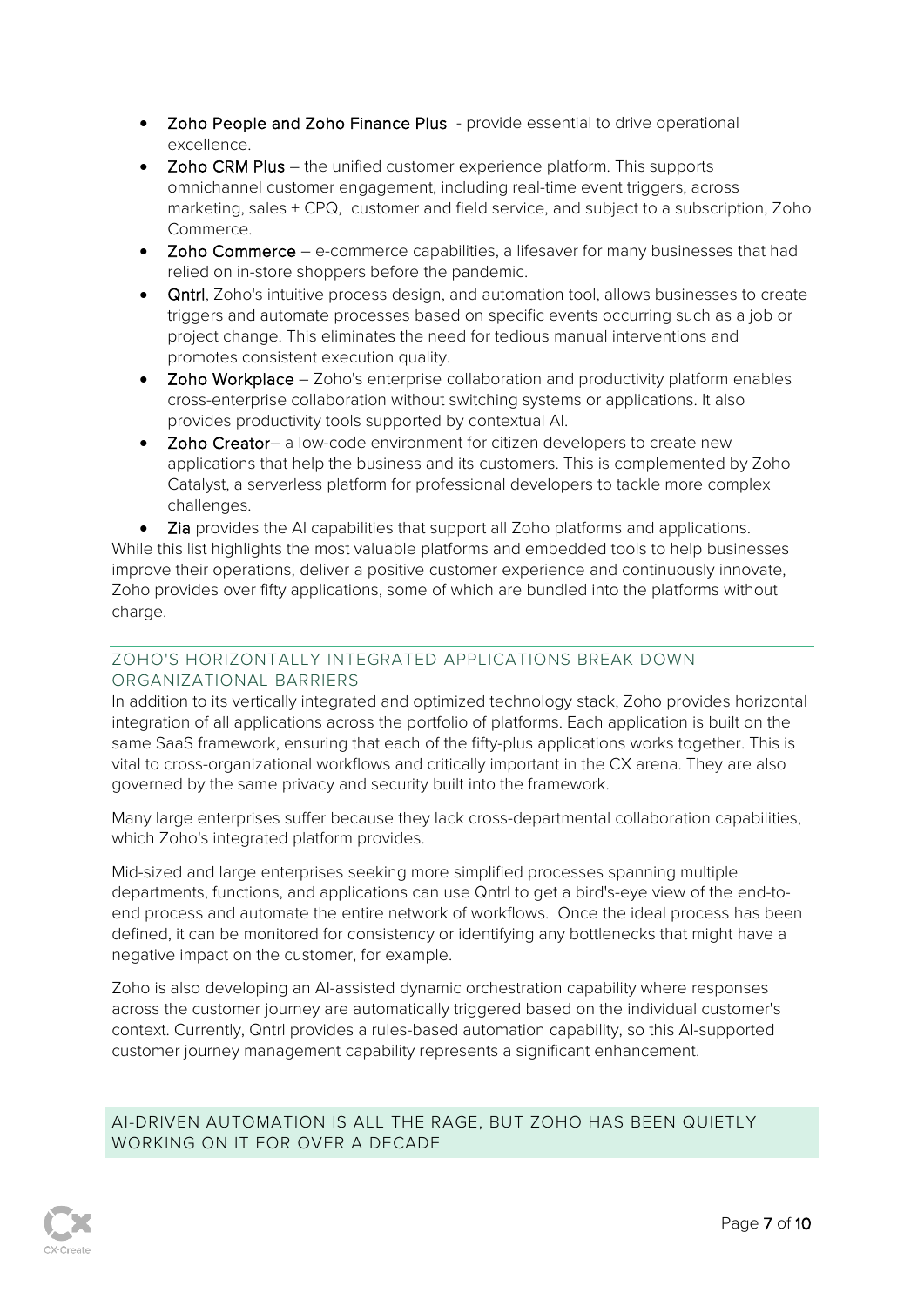- **Zoho People and Zoho Finance Plus** - provide essential to drive operational excellence.
- **Zoho CRM Plus** – the unified customer experience platform. This supports omnichannel customer engagement, including real-time event triggers, across marketing, sales + CPQ, customer and field service, and subject to a subscription, Zoho Commerce.
- **Zoho Commerce** – e-commerce capabilities, a lifesaver for many businesses that had relied on in-store shoppers before the pandemic.
- **Qntrl**, Zoho's intuitive process design, and automation tool, allows businesses to create triggers and automate processes based on specific events occurring such as a job or project change. This eliminates the need for tedious manual interventions and promotes consistent execution quality.
- **Zoho Workplace** – Zoho's enterprise collaboration and productivity platform enables cross-enterprise collaboration without switching systems or applications. It also provides productivity tools supported by contextual AI.
- **Zoho Creator**– a low-code environment for citizen developers to create new applications that help the business and its customers. This is complemented by Zoho Catalyst, a serverless platform for professional developers to tackle more complex challenges.
- **Zia** provides the AI capabilities that support all Zoho platforms and applications.

While this list highlights the most valuable platforms and embedded tools to help businesses improve their operations, deliver a positive customer experience and continuously innovate, Zoho provides over fifty applications, some of which are bundled into the platforms without charge.

### ZOHO'S HORIZONTALLY INTEGRATED APPLICATIONS BREAK DOWN ORGANIZATIONAL BARRIERS

In addition to its vertically integrated and optimized technology stack, Zoho provides horizontal integration of all applications across the portfolio of platforms. Each application is built on the same SaaS framework, ensuring that each of the fifty-plus applications works together. This is vital to cross-organizational workflows and critically important in the CX arena. They are also governed by the same privacy and security built into the framework.

Many large enterprises suffer because they lack cross-departmental collaboration capabilities, which Zoho's integrated platform provides.

Mid-sized and large enterprises seeking more simplified processes spanning multiple departments, functions, and applications can use Qntrl to get a bird's-eye view of the end-to-end process and automate the entire network of workflows. Once the ideal process has been defined, it can be monitored for consistency or identifying any bottlenecks that might have a negative impact on the customer, for example.

Zoho is also developing an AI-assisted dynamic orchestration capability where responses across the customer journey are automatically triggered based on the individual customer's context. Currently, Qntrl provides a rules-based automation capability, so this AI-supported customer journey management capability represents a significant enhancement.

## AI-DRIVEN AUTOMATION IS ALL THE RAGE, BUT ZOHO HAS BEEN QUIETLY WORKING ON IT FOR OVER A DECADE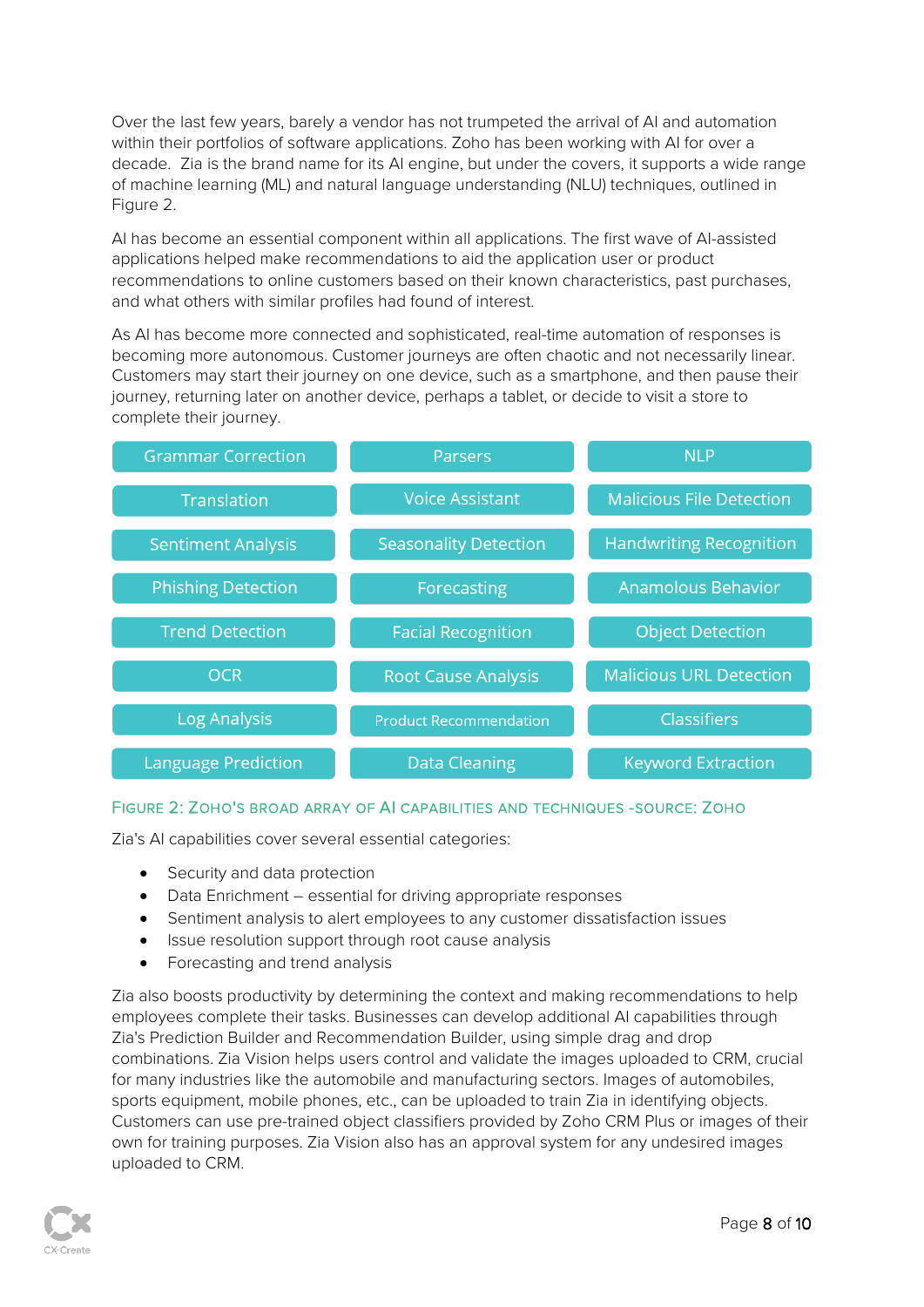Over the last few years, barely a vendor has not trumpeted the arrival of AI and automation within their portfolios of software applications. Zoho has been working with AI for over a decade. Zia is the brand name for its AI engine, but under the covers, it supports a wide range of machine learning (ML) and natural language understanding (NLU) techniques, outlined in Figure 2.

AI has become an essential component within all applications. The first wave of AI-assisted applications helped make recommendations to aid the application user or product recommendations to online customers based on their known characteristics, past purchases, and what others with similar profiles had found of interest.

As AI has become more connected and sophisticated, real-time automation of responses is becoming more autonomous. Customer journeys are often chaotic and not necessarily linear. Customers may start their journey on one device, such as a smartphone, and then pause their journey, returning later on another device, perhaps a tablet, or decide to visit a store to complete their journey.

| | | |
|---|---|---|
| Grammar Correction | Parsers | NLP |
| Translation | Voice Assistant | Malicious File Detection |
| Sentiment Analysis | Seasonality Detection | Handwriting Recognition |
| Phishing Detection | Forecasting | Anamolous Behavior |
| Trend Detection | Facial Recognition | Object Detection |
| OCR | Root Cause Analysis | Malicious URL Detection |
| Log Analysis | Product Recommendation | Classifiers |
| Language Prediction | Data Cleaning | Keyword Extraction |

FIGURE 2: ZOHO'S BROAD ARRAY OF AI CAPABILITIES AND TECHNIQUES -SOURCE: ZOHO

Zia's AI capabilities cover several essential categories:

- Security and data protection
- Data Enrichment – essential for driving appropriate responses
- Sentiment analysis to alert employees to any customer dissatisfaction issues
- Issue resolution support through root cause analysis
- Forecasting and trend analysis

Zia also boosts productivity by determining the context and making recommendations to help employees complete their tasks. Businesses can develop additional AI capabilities through Zia's Prediction Builder and Recommendation Builder, using simple drag and drop combinations. Zia Vision helps users control and validate the images uploaded to CRM, crucial for many industries like the automobile and manufacturing sectors. Images of automobiles, sports equipment, mobile phones, etc., can be uploaded to train Zia in identifying objects. Customers can use pre-trained object classifiers provided by Zoho CRM Plus or images of their own for training purposes. Zia Vision also has an approval system for any undesired images uploaded to CRM.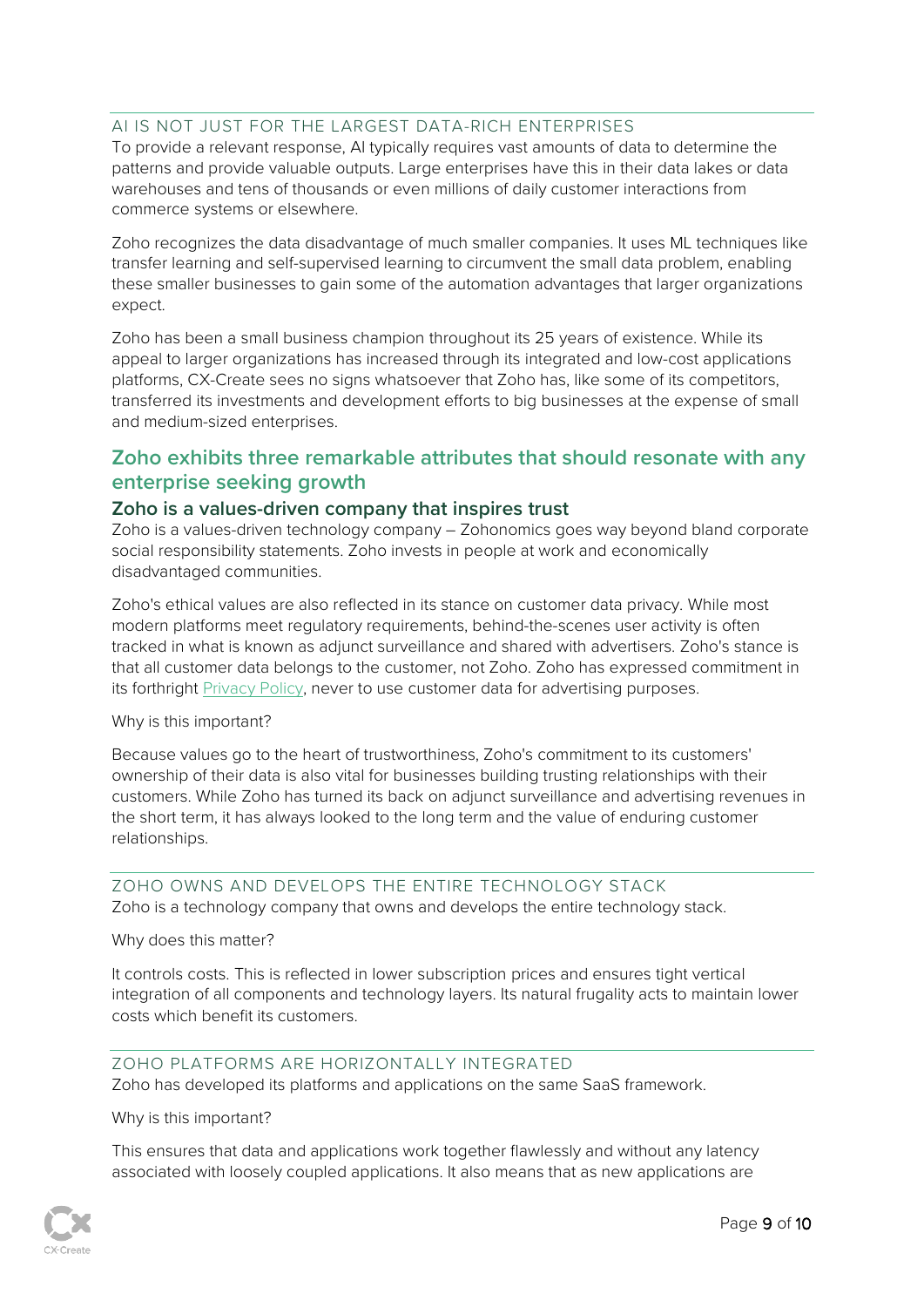### AI IS NOT JUST FOR THE LARGEST DATA-RICH ENTERPRISES

To provide a relevant response, AI typically requires vast amounts of data to determine the patterns and provide valuable outputs. Large enterprises have this in their data lakes or data warehouses and tens of thousands or even millions of daily customer interactions from commerce systems or elsewhere.

Zoho recognizes the data disadvantage of much smaller companies. It uses ML techniques like transfer learning and self-supervised learning to circumvent the small data problem, enabling these smaller businesses to gain some of the automation advantages that larger organizations expect.

Zoho has been a small business champion throughout its 25 years of existence. While its appeal to larger organizations has increased through its integrated and low-cost applications platforms, CX-Create sees no signs whatsoever that Zoho has, like some of its competitors, transferred its investments and development efforts to big businesses at the expense of small and medium-sized enterprises.

## Zoho exhibits three remarkable attributes that should resonate with any enterprise seeking growth

### Zoho is a values-driven company that inspires trust

Zoho is a values-driven technology company – Zohonomics goes way beyond bland corporate social responsibility statements. Zoho invests in people at work and economically disadvantaged communities.

Zoho's ethical values are also reflected in its stance on customer data privacy. While most modern platforms meet regulatory requirements, behind-the-scenes user activity is often tracked in what is known as adjunct surveillance and shared with advertisers. Zoho's stance is that all customer data belongs to the customer, not Zoho. Zoho has expressed commitment in its forthright Privacy Policy, never to use customer data for advertising purposes.

Why is this important?

Because values go to the heart of trustworthiness, Zoho's commitment to its customers' ownership of their data is also vital for businesses building trusting relationships with their customers. While Zoho has turned its back on adjunct surveillance and advertising revenues in the short term, it has always looked to the long term and the value of enduring customer relationships.

### ZOHO OWNS AND DEVELOPS THE ENTIRE TECHNOLOGY STACK

Zoho is a technology company that owns and develops the entire technology stack.

Why does this matter?

It controls costs. This is reflected in lower subscription prices and ensures tight vertical integration of all components and technology layers. Its natural frugality acts to maintain lower costs which benefit its customers.

### ZOHO PLATFORMS ARE HORIZONTALLY INTEGRATED

Zoho has developed its platforms and applications on the same SaaS framework.

Why is this important?

This ensures that data and applications work together flawlessly and without any latency associated with loosely coupled applications. It also means that as new applications are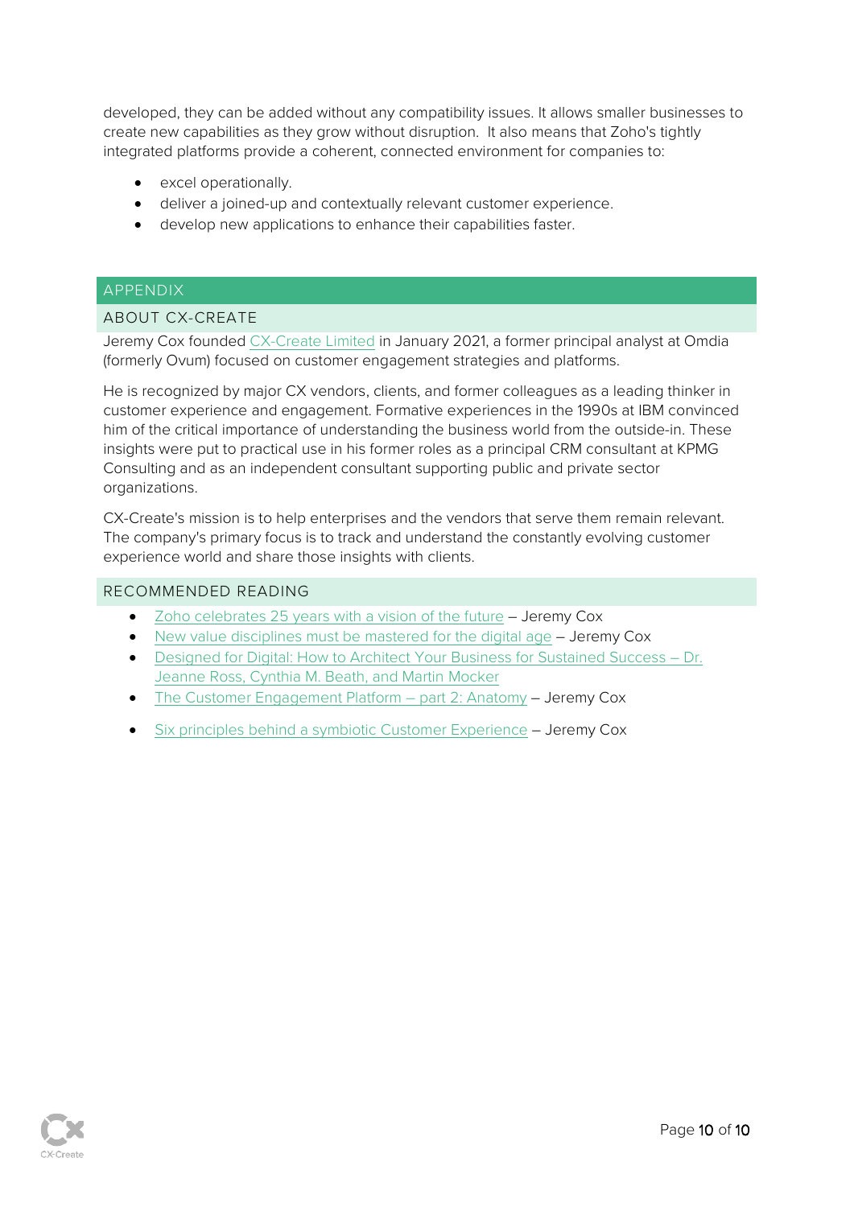developed, they can be added without any compatibility issues. It allows smaller businesses to create new capabilities as they grow without disruption.  It also means that Zoho's tightly integrated platforms provide a coherent, connected environment for companies to:

- excel operationally.
- deliver a joined-up and contextually relevant customer experience.
- develop new applications to enhance their capabilities faster.

## APPENDIX

### ABOUT CX-CREATE

Jeremy Cox founded CX-Create Limited in January 2021, a former principal analyst at Omdia (formerly Ovum) focused on customer engagement strategies and platforms.

He is recognized by major CX vendors, clients, and former colleagues as a leading thinker in customer experience and engagement. Formative experiences in the 1990s at IBM convinced him of the critical importance of understanding the business world from the outside-in. These insights were put to practical use in his former roles as a principal CRM consultant at KPMG Consulting and as an independent consultant supporting public and private sector organizations.

CX-Create's mission is to help enterprises and the vendors that serve them remain relevant. The company's primary focus is to track and understand the constantly evolving customer experience world and share those insights with clients.

### RECOMMENDED READING

- Zoho celebrates 25 years with a vision of the future – Jeremy Cox
- New value disciplines must be mastered for the digital age – Jeremy Cox
- Designed for Digital: How to Architect Your Business for Sustained Success – Dr. Jeanne Ross, Cynthia M. Beath, and Martin Mocker
- The Customer Engagement Platform – part 2: Anatomy – Jeremy Cox
- Six principles behind a symbiotic Customer Experience – Jeremy Cox